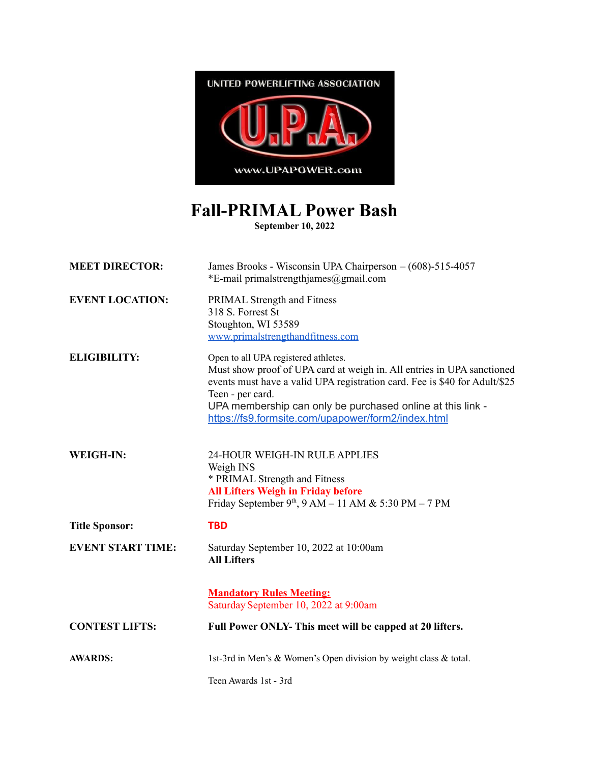UNITED POWERLIFTING ASSOCIATION

U.P.A.

www.UPAPOWER.com

# Fall-PRIMAL Power Bash

**September 10, 2022**

**MEET DIRECTOR:** James Brooks - Wisconsin UPA Chairperson – (608)-515-4057
*E-mail primalstrengthjames@gmail.com

**EVENT LOCATION:** PRIMAL Strength and Fitness
318 S. Forrest St
Stoughton, WI 53589
[www.primalstrengthandfitness.com](www.primalstrengthandfitness.com)

**ELIGIBILITY:** Open to all UPA registered athletes.
Must show proof of UPA card at weigh in. All entries in UPA sanctioned events must have a valid UPA registration card. Fee is $40 for Adult/$25 Teen - per card.
UPA membership can only be purchased online at this link - [https://fs9.formsite.com/upapower/form2/index.html](https://fs9.formsite.com/upapower/form2/index.html)

**WEIGH-IN:** 24-HOUR WEIGH-IN RULE APPLIES
Weigh INS
* PRIMAL Strength and Fitness
**All Lifters Weigh in Friday before**
Friday September 9th, 9 AM – 11 AM & 5:30 PM – 7 PM

**Title Sponsor:** **TBD**

**EVENT START TIME:** Saturday September 10, 2022 at 10:00am
**All Lifters**

**Mandatory Rules Meeting:**
Saturday September 10, 2022 at 9:00am

**CONTEST LIFTS:** **Full Power ONLY- This meet will be capped at 20 lifters.**

**AWARDS:** 1st-3rd in Men's & Women's Open division by weight class & total.

Teen Awards 1st - 3rd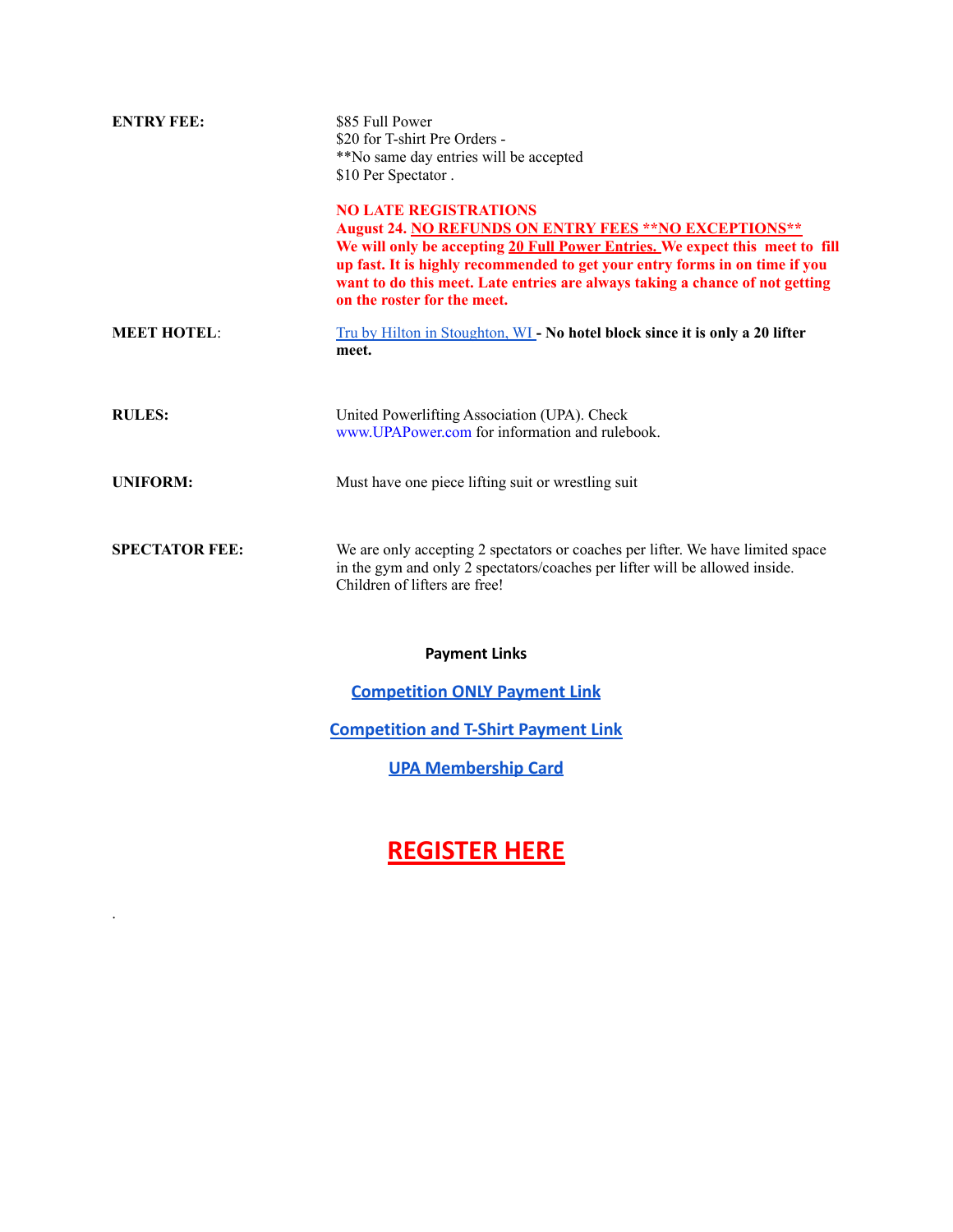| | |
|---|---|
| **ENTRY FEE:** | $85 Full Power<br>$20 for T-shirt Pre Orders -<br>**No same day entries will be accepted<br>$10 Per Spectator .<br><br>**NO LATE REGISTRATIONS**<br>**August 24. NO REFUNDS ON ENTRY FEES **NO EXCEPTIONS****<br>**We will only be accepting 20 Full Power Entries. We expect this meet to fill up fast. It is highly recommended to get your entry forms in on time if you want to do this meet. Late entries are always taking a chance of not getting on the roster for the meet.** |
| **MEET HOTEL**: | Tru by Hilton in Stoughton, WI **- No hotel block since it is only a 20 lifter meet.** |
| **RULES:** | United Powerlifting Association (UPA). Check www.UPAPower.com for information and rulebook. |
| **UNIFORM:** | Must have one piece lifting suit or wrestling suit |
| **SPECTATOR FEE:** | We are only accepting 2 spectators or coaches per lifter. We have limited space in the gym and only 2 spectators/coaches per lifter will be allowed inside. Children of lifters are free! |

**Payment Links**

**Competition ONLY Payment Link**

**Competition and T-Shirt Payment Link**

**UPA Membership Card**

# REGISTER HERE

.